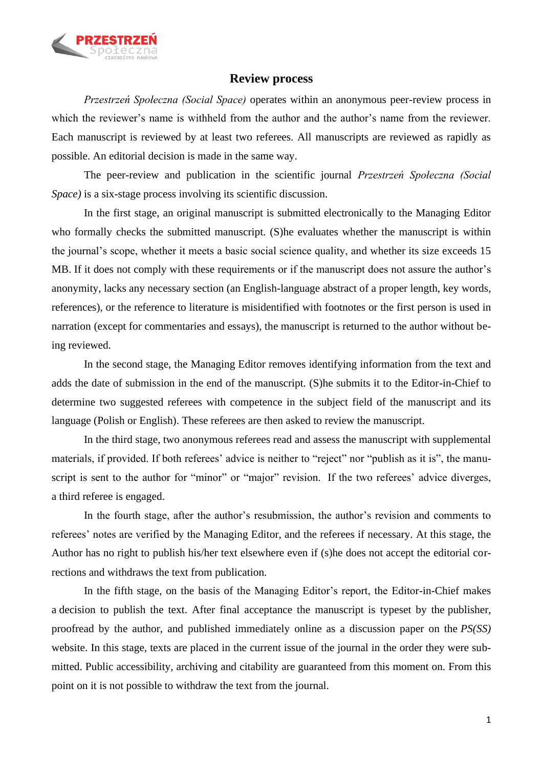# Review process

*Przestrzeń Społeczna (Social Space)* operates within an anonymous peer-review process in which the reviewer's name is withheld from the author and the author's name from the reviewer. Each manuscript is reviewed by at least two referees. All manuscripts are reviewed as rapidly as possible. An editorial decision is made in the same way.

The peer-review and publication in the scientific journal *Przestrzeń Społeczna (Social Space)* is a six-stage process involving its scientific discussion.

In the first stage, an original manuscript is submitted electronically to the Managing Editor who formally checks the submitted manuscript. (S)he evaluates whether the manuscript is within the journal's scope, whether it meets a basic social science quality, and whether its size exceeds 15 MB. If it does not comply with these requirements or if the manuscript does not assure the author's anonymity, lacks any necessary section (an English-language abstract of a proper length, key words, references), or the reference to literature is misidentified with footnotes or the first person is used in narration (except for commentaries and essays), the manuscript is returned to the author without being reviewed.

In the second stage, the Managing Editor removes identifying information from the text and adds the date of submission in the end of the manuscript. (S)he submits it to the Editor-in-Chief to determine two suggested referees with competence in the subject field of the manuscript and its language (Polish or English). These referees are then asked to review the manuscript.

In the third stage, two anonymous referees read and assess the manuscript with supplemental materials, if provided. If both referees' advice is neither to "reject" nor "publish as it is", the manuscript is sent to the author for "minor" or "major" revision. If the two referees' advice diverges, a third referee is engaged.

In the fourth stage, after the author's resubmission, the author's revision and comments to referees' notes are verified by the Managing Editor, and the referees if necessary. At this stage, the Author has no right to publish his/her text elsewhere even if (s)he does not accept the editorial corrections and withdraws the text from publication.

In the fifth stage, on the basis of the Managing Editor's report, the Editor-in-Chief makes a decision to publish the text. After final acceptance the manuscript is typeset by the publisher, proofread by the author, and published immediately online as a discussion paper on the *PS(SS)* website. In this stage, texts are placed in the current issue of the journal in the order they were submitted. Public accessibility, archiving and citability are guaranteed from this moment on. From this point on it is not possible to withdraw the text from the journal.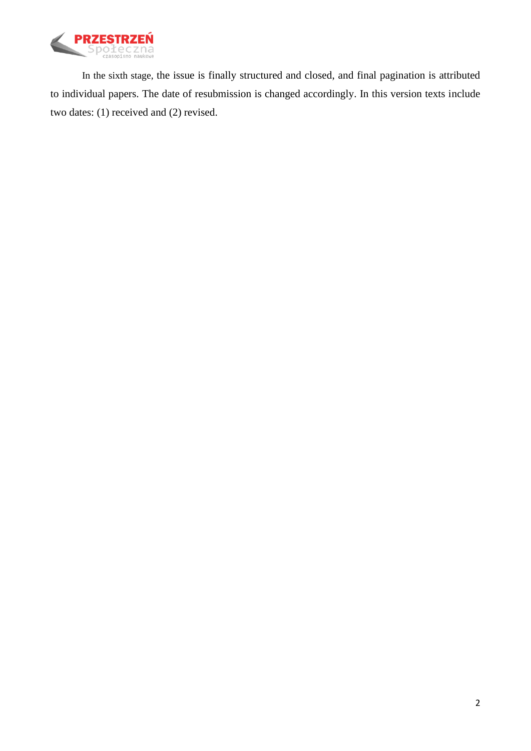In the sixth stage, the issue is finally structured and closed, and final pagination is attributed to individual papers. The date of resubmission is changed accordingly. In this version texts include two dates: (1) received and (2) revised.